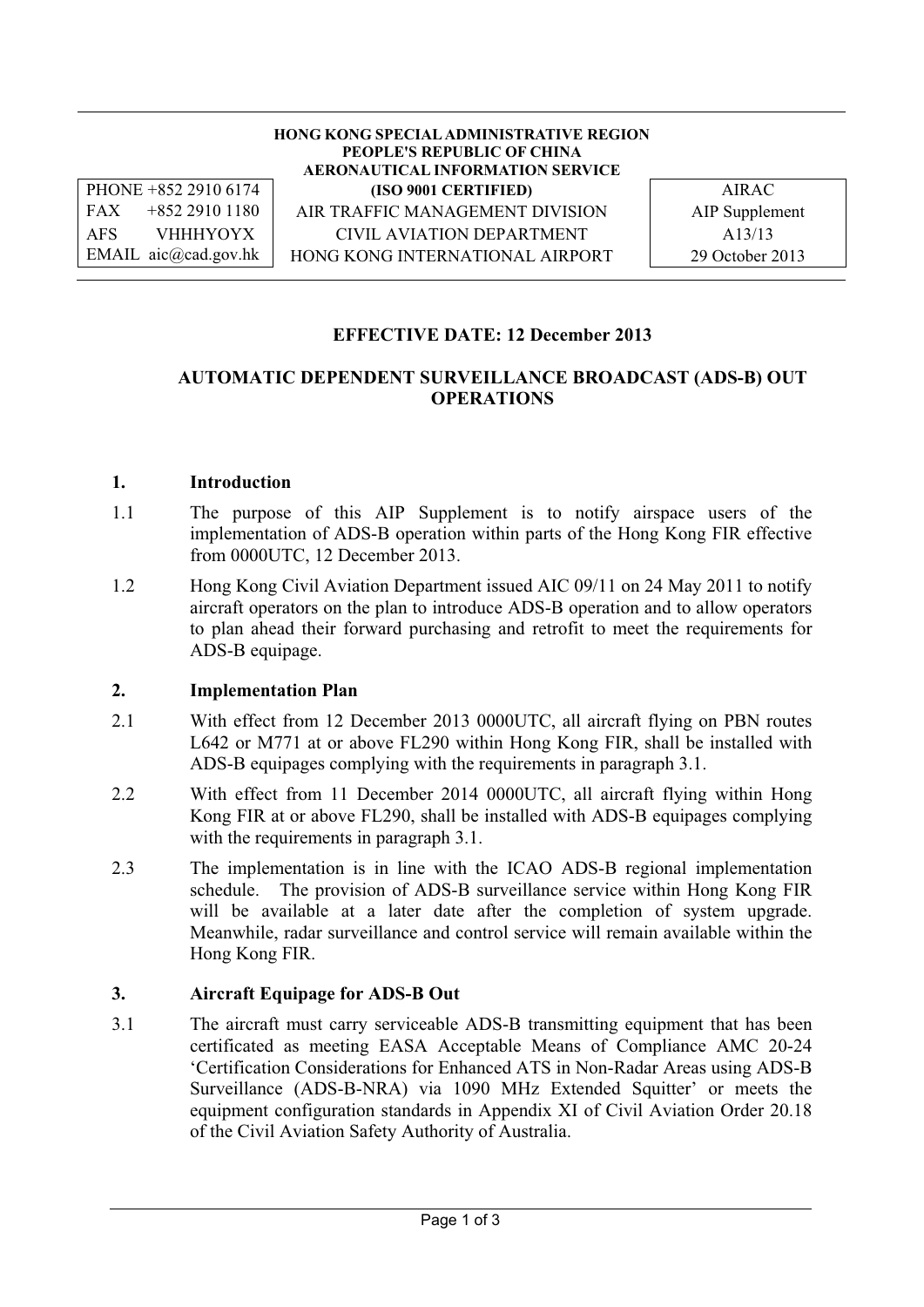HONG KONG SPECIAL ADMINISTRATIVE REGION
PEOPLE'S REPUBLIC OF CHINA
AERONAUTICAL INFORMATION SERVICE
(ISO 9001 CERTIFIED)
AIR TRAFFIC MANAGEMENT DIVISION
CIVIL AVIATION DEPARTMENT
HONG KONG INTERNATIONAL AIRPORT

| | |
|---|---|
| PHONE | +852 2910 6174 |
| FAX | +852 2910 1180 |
| AFS | VHHHYOYX |
| EMAIL | aic@cad.gov.hk |

AIRAC
AIP Supplement
A13/13
29 October 2013

**EFFECTIVE DATE: 12 December 2013**

# AUTOMATIC DEPENDENT SURVEILLANCE BROADCAST (ADS-B) OUT OPERATIONS

## 1. Introduction

1.1 The purpose of this AIP Supplement is to notify airspace users of the implementation of ADS-B operation within parts of the Hong Kong FIR effective from 0000UTC, 12 December 2013.

1.2 Hong Kong Civil Aviation Department issued AIC 09/11 on 24 May 2011 to notify aircraft operators on the plan to introduce ADS-B operation and to allow operators to plan ahead their forward purchasing and retrofit to meet the requirements for ADS-B equipage.

## 2. Implementation Plan

2.1 With effect from 12 December 2013 0000UTC, all aircraft flying on PBN routes L642 or M771 at or above FL290 within Hong Kong FIR, shall be installed with ADS-B equipages complying with the requirements in paragraph 3.1.

2.2 With effect from 11 December 2014 0000UTC, all aircraft flying within Hong Kong FIR at or above FL290, shall be installed with ADS-B equipages complying with the requirements in paragraph 3.1.

2.3 The implementation is in line with the ICAO ADS-B regional implementation schedule. The provision of ADS-B surveillance service within Hong Kong FIR will be available at a later date after the completion of system upgrade. Meanwhile, radar surveillance and control service will remain available within the Hong Kong FIR.

## 3. Aircraft Equipage for ADS-B Out

3.1 The aircraft must carry serviceable ADS-B transmitting equipment that has been certificated as meeting EASA Acceptable Means of Compliance AMC 20-24 'Certification Considerations for Enhanced ATS in Non-Radar Areas using ADS-B Surveillance (ADS-B-NRA) via 1090 MHz Extended Squitter' or meets the equipment configuration standards in Appendix XI of Civil Aviation Order 20.18 of the Civil Aviation Safety Authority of Australia.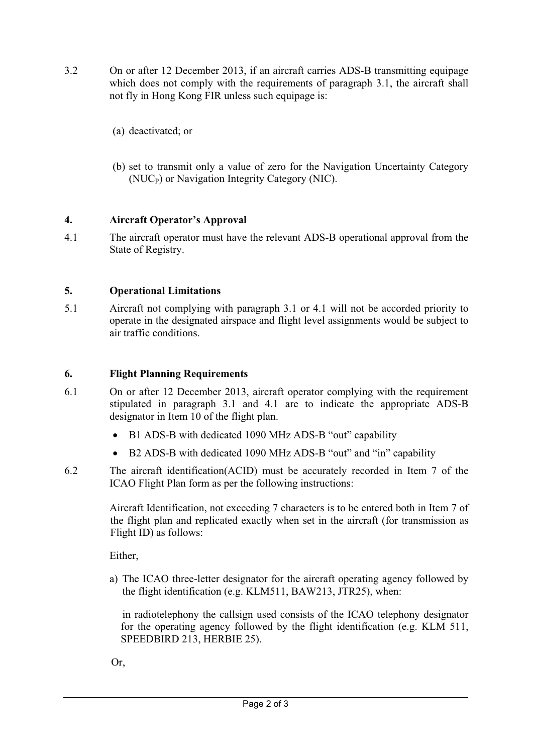3.2 On or after 12 December 2013, if an aircraft carries ADS-B transmitting equipage which does not comply with the requirements of paragraph 3.1, the aircraft shall not fly in Hong Kong FIR unless such equipage is:

(a) deactivated; or

(b) set to transmit only a value of zero for the Navigation Uncertainty Category ($NUC_P$) or Navigation Integrity Category (NIC).

## 4. Aircraft Operator's Approval

4.1 The aircraft operator must have the relevant ADS-B operational approval from the State of Registry.

## 5. Operational Limitations

5.1 Aircraft not complying with paragraph 3.1 or 4.1 will not be accorded priority to operate in the designated airspace and flight level assignments would be subject to air traffic conditions.

## 6. Flight Planning Requirements

6.1 On or after 12 December 2013, aircraft operator complying with the requirement stipulated in paragraph 3.1 and 4.1 are to indicate the appropriate ADS-B designator in Item 10 of the flight plan.

- B1 ADS-B with dedicated 1090 MHz ADS-B "out" capability
- B2 ADS-B with dedicated 1090 MHz ADS-B "out" and "in" capability

6.2 The aircraft identification(ACID) must be accurately recorded in Item 7 of the ICAO Flight Plan form as per the following instructions:

Aircraft Identification, not exceeding 7 characters is to be entered both in Item 7 of the flight plan and replicated exactly when set in the aircraft (for transmission as Flight ID) as follows:

Either,

a) The ICAO three-letter designator for the aircraft operating agency followed by the flight identification (e.g. KLM511, BAW213, JTR25), when:

in radiotelephony the callsign used consists of the ICAO telephony designator for the operating agency followed by the flight identification (e.g. KLM 511, SPEEDBIRD 213, HERBIE 25).

Or,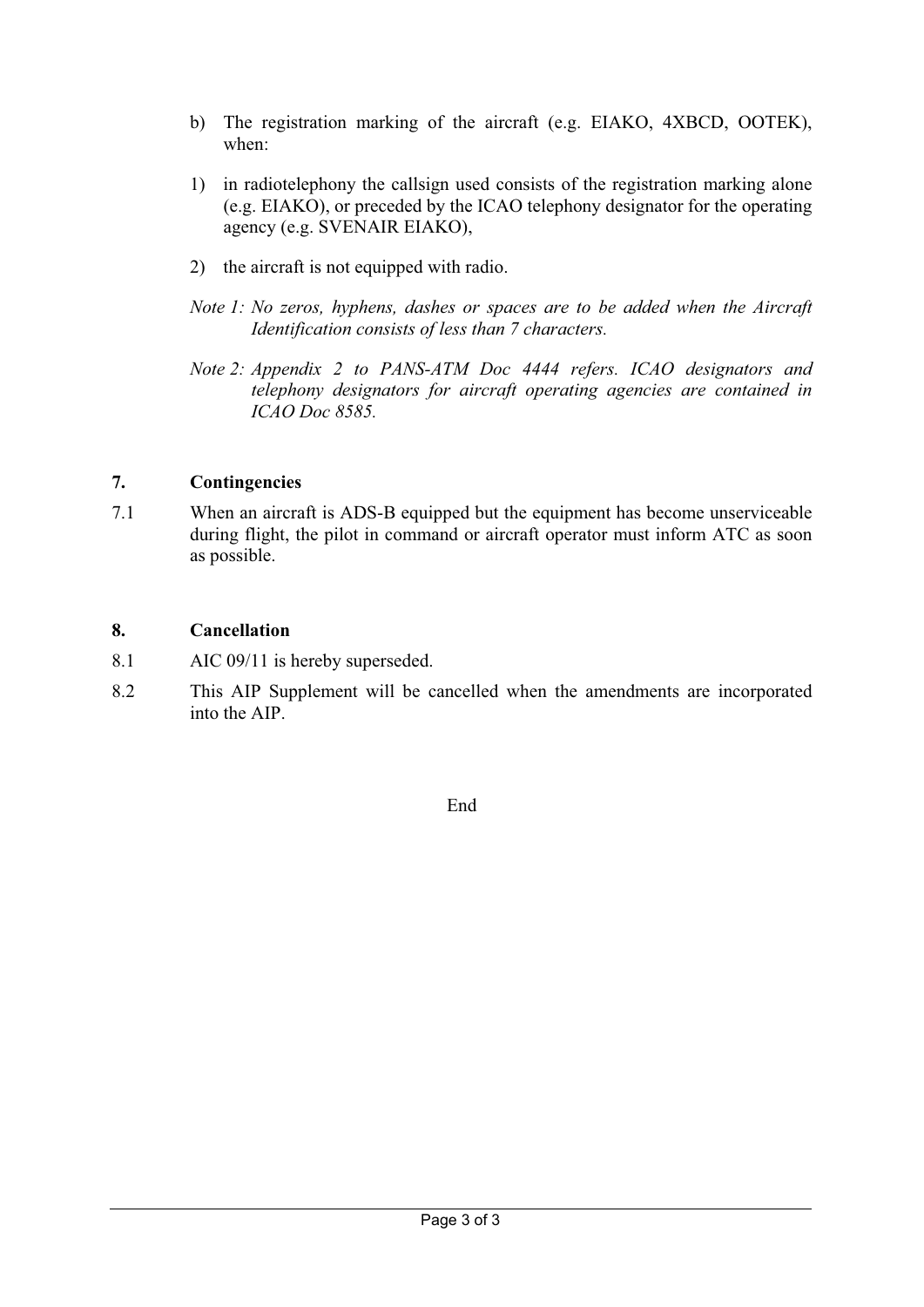b) The registration marking of the aircraft (e.g. EIAKO, 4XBCD, OOTEK), when:

1) in radiotelephony the callsign used consists of the registration marking alone (e.g. EIAKO), or preceded by the ICAO telephony designator for the operating agency (e.g. SVENAIR EIAKO),

2) the aircraft is not equipped with radio.

*Note 1: No zeros, hyphens, dashes or spaces are to be added when the Aircraft Identification consists of less than 7 characters.*

*Note 2: Appendix 2 to PANS-ATM Doc 4444 refers. ICAO designators and telephony designators for aircraft operating agencies are contained in ICAO Doc 8585.*

## 7. Contingencies

7.1 When an aircraft is ADS-B equipped but the equipment has become unserviceable during flight, the pilot in command or aircraft operator must inform ATC as soon as possible.

## 8. Cancellation

8.1 AIC 09/11 is hereby superseded.

8.2 This AIP Supplement will be cancelled when the amendments are incorporated into the AIP.

End